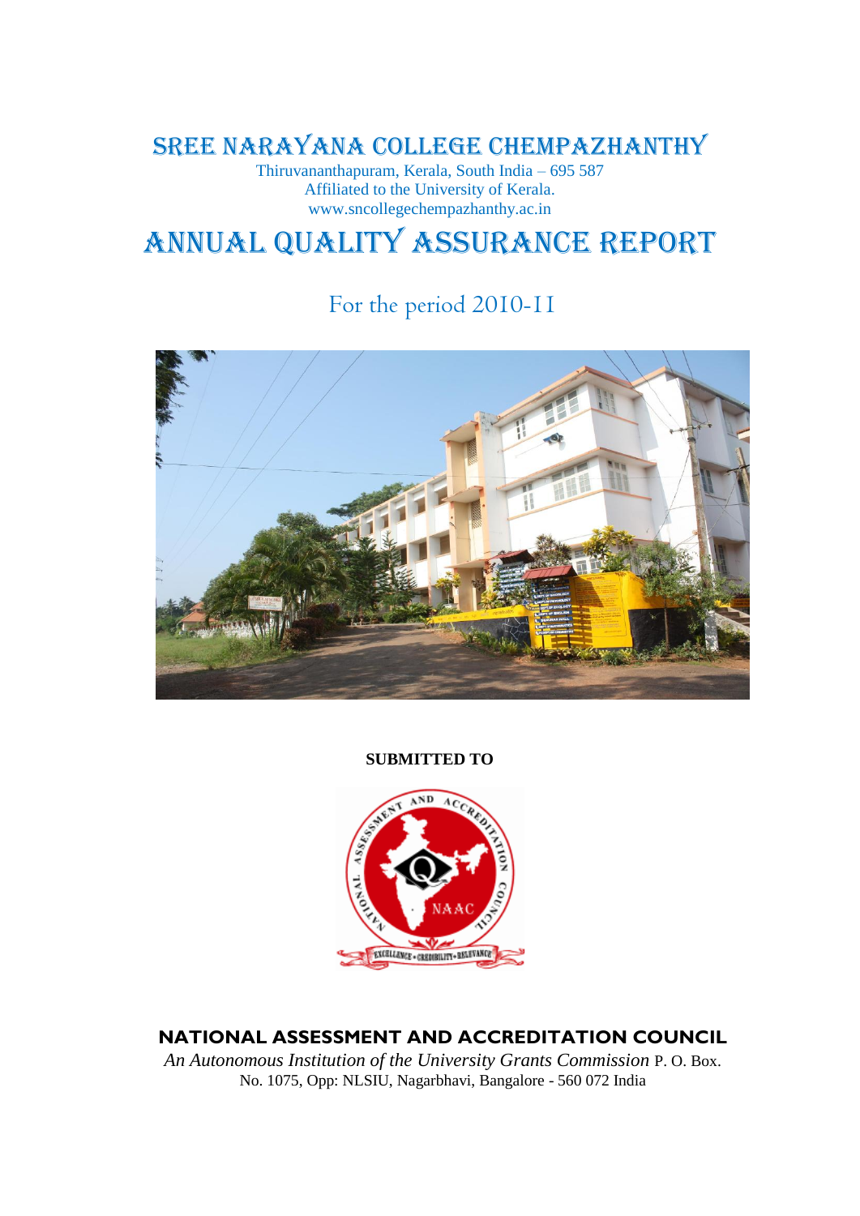# SREE NARAYANA COLLEGE CHEMPAZHANTHY

Thiruvananthapuram, Kerala, South India – 695 587
Affiliated to the University of Kerala.
www.sncollegechempazhanthy.ac.in

# ANNUAL QUALITY ASSURANCE REPORT

For the period 2010-11

**SUBMITTED TO**

**NATIONAL ASSESSMENT AND ACCREDITATION COUNCIL**

*An Autonomous Institution of the University Grants Commission* P. O. Box. No. 1075, Opp: NLSIU, Nagarbhavi, Bangalore - 560 072 India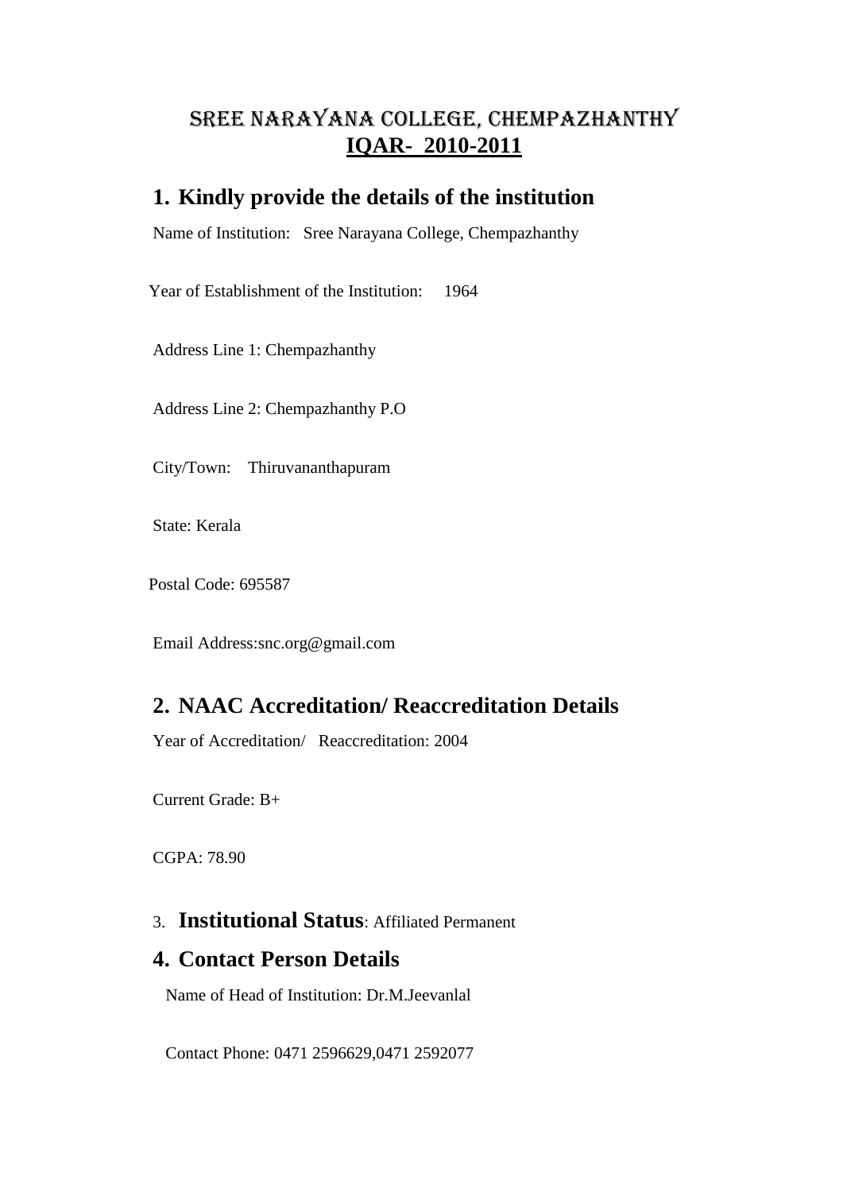# SREE NARAYANA COLLEGE, CHEMPAZHANTHY

**IQAR- 2010-2011**

## 1. Kindly provide the details of the institution

Name of Institution: Sree Narayana College, Chempazhanthy

Year of Establishment of the Institution: 1964

Address Line 1: Chempazhanthy

Address Line 2: Chempazhanthy P.O

City/Town: Thiruvananthapuram

State: Kerala

Postal Code: 695587

Email Address:snc.org@gmail.com

## 2. NAAC Accreditation/ Reaccreditation Details

Year of Accreditation/ Reaccreditation: 2004

Current Grade: B+

CGPA: 78.90

## 3. Institutional Status: Affiliated Permanent

## 4. Contact Person Details

Name of Head of Institution: Dr.M.Jeevanlal

Contact Phone: 0471 2596629,0471 2592077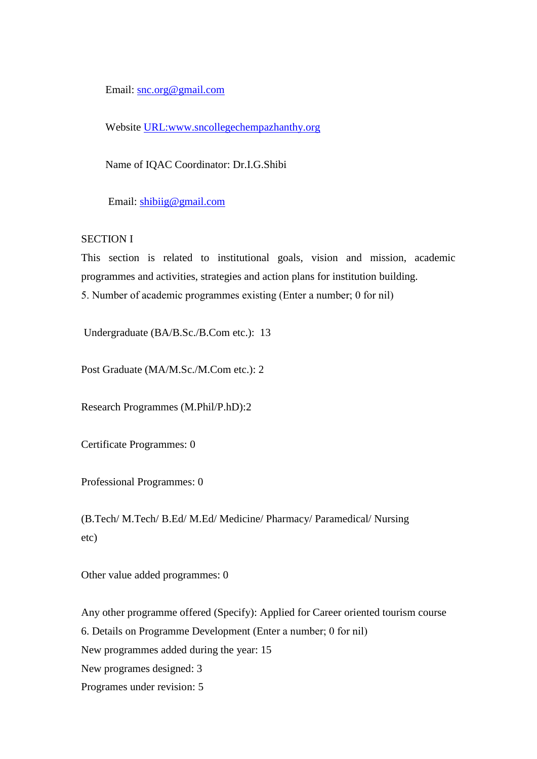Email: snc.org@gmail.com

Website URL:www.sncollegechempazhanthy.org

Name of IQAC Coordinator: Dr.I.G.Shibi

Email: shibiig@gmail.com

SECTION I

This section is related to institutional goals, vision and mission, academic programmes and activities, strategies and action plans for institution building.

5. Number of academic programmes existing (Enter a number; 0 for nil)

Undergraduate (BA/B.Sc./B.Com etc.): 13

Post Graduate (MA/M.Sc./M.Com etc.): 2

Research Programmes (M.Phil/P.hD):2

Certificate Programmes: 0

Professional Programmes: 0

(B.Tech/ M.Tech/ B.Ed/ M.Ed/ Medicine/ Pharmacy/ Paramedical/ Nursing etc)

Other value added programmes: 0

Any other programme offered (Specify): Applied for Career oriented tourism course

6. Details on Programme Development (Enter a number; 0 for nil)

New programmes added during the year: 15

New programes designed: 3

Programes under revision: 5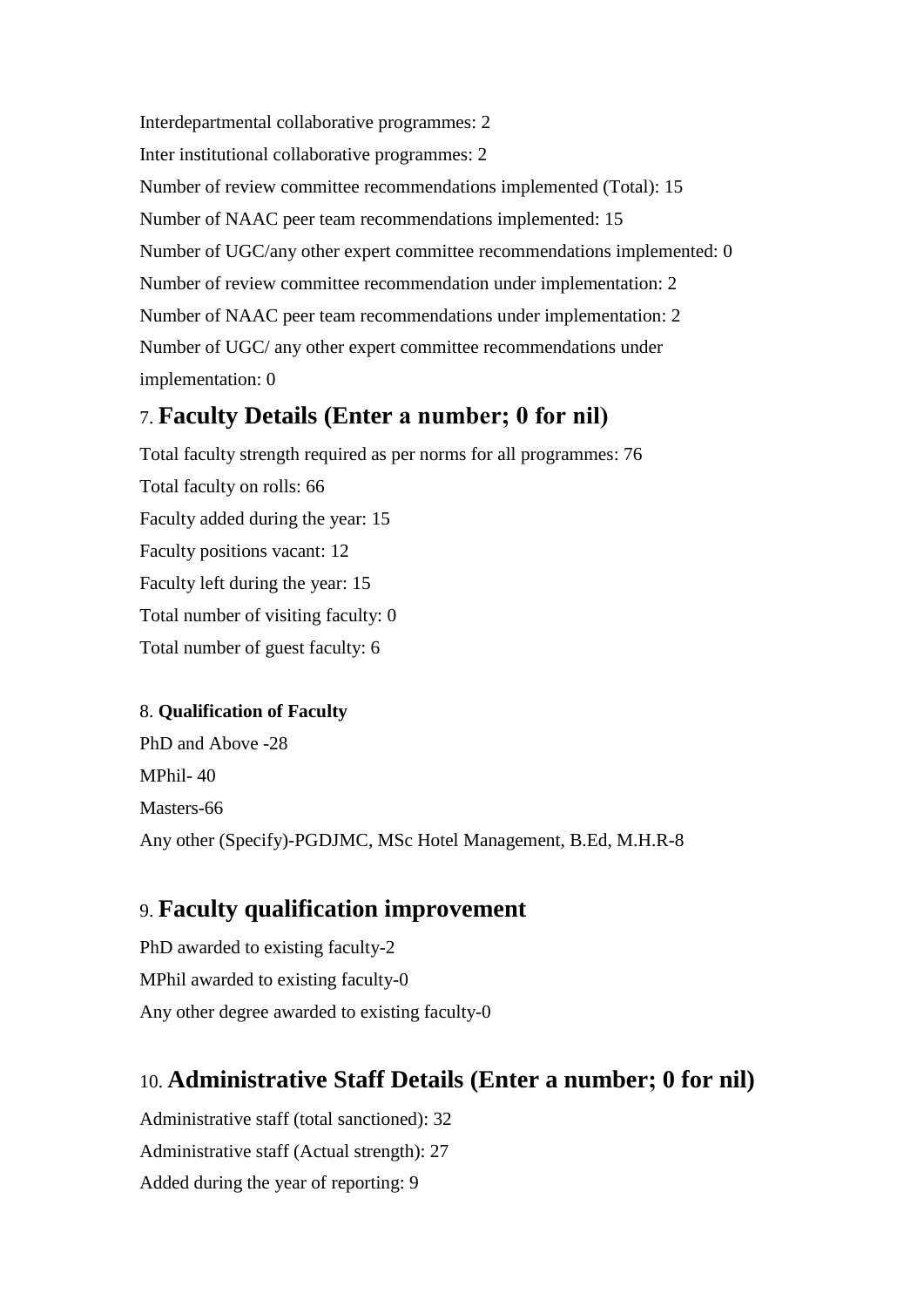Interdepartmental collaborative programmes: 2

Inter institutional collaborative programmes: 2

Number of review committee recommendations implemented (Total): 15

Number of NAAC peer team recommendations implemented: 15

Number of UGC/any other expert committee recommendations implemented: 0

Number of review committee recommendation under implementation: 2

Number of NAAC peer team recommendations under implementation: 2

Number of UGC/ any other expert committee recommendations under implementation: 0

## 7. Faculty Details (Enter a number; 0 for nil)

Total faculty strength required as per norms for all programmes: 76

Total faculty on rolls: 66

Faculty added during the year: 15

Faculty positions vacant: 12

Faculty left during the year: 15

Total number of visiting faculty: 0

Total number of guest faculty: 6

### 8. Qualification of Faculty

PhD and Above -28

MPhil- 40

Masters-66

Any other (Specify)-PGDJMC, MSc Hotel Management, B.Ed, M.H.R-8

## 9. Faculty qualification improvement

PhD awarded to existing faculty-2

MPhil awarded to existing faculty-0

Any other degree awarded to existing faculty-0

## 10. Administrative Staff Details (Enter a number; 0 for nil)

Administrative staff (total sanctioned): 32

Administrative staff (Actual strength): 27

Added during the year of reporting: 9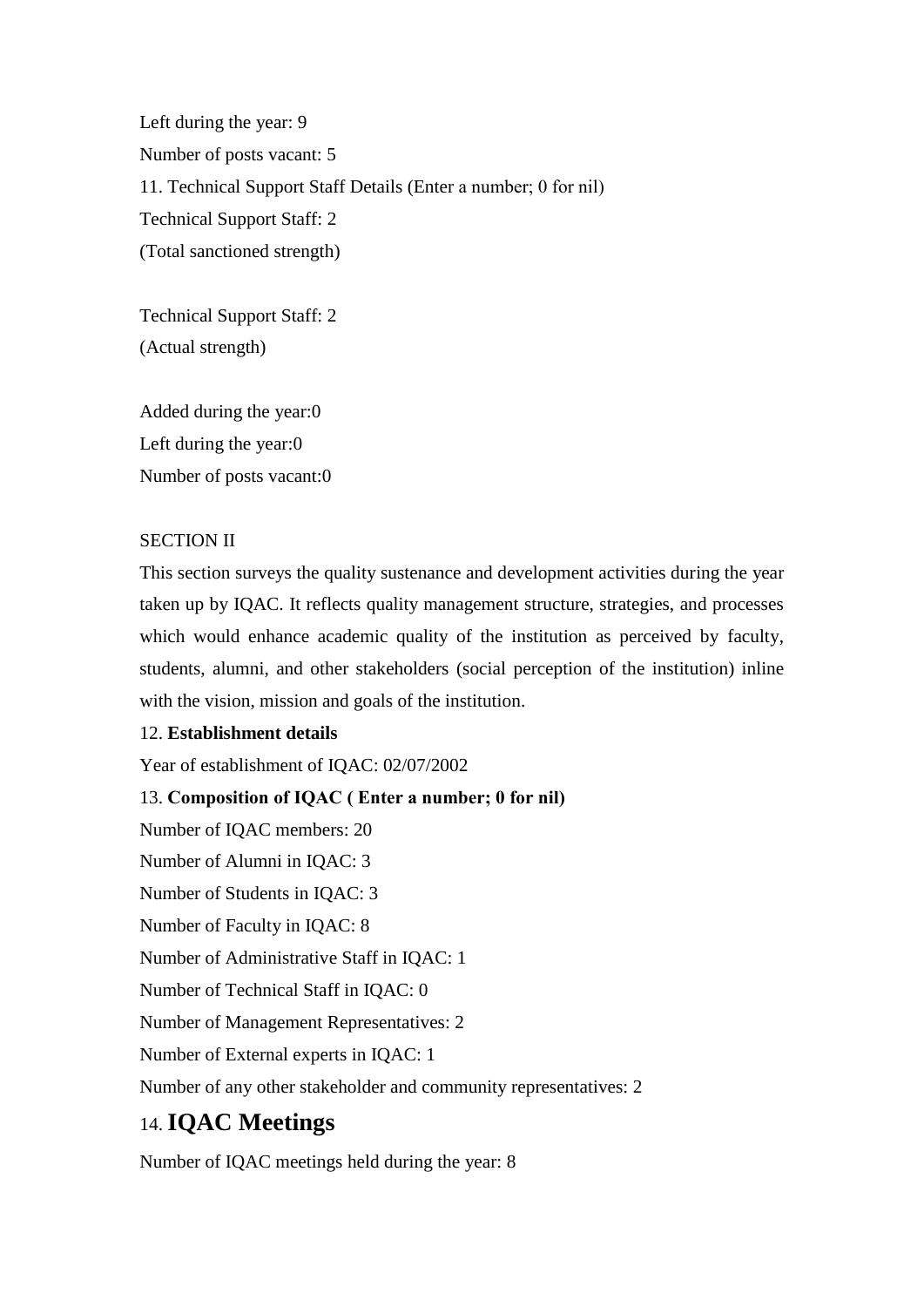Left during the year: 9

Number of posts vacant: 5

11. Technical Support Staff Details (Enter a number; 0 for nil)

Technical Support Staff: 2

(Total sanctioned strength)

Technical Support Staff: 2

(Actual strength)

Added during the year:0

Left during the year:0

Number of posts vacant:0

SECTION II

This section surveys the quality sustenance and development activities during the year taken up by IQAC. It reflects quality management structure, strategies, and processes which would enhance academic quality of the institution as perceived by faculty, students, alumni, and other stakeholders (social perception of the institution) inline with the vision, mission and goals of the institution.

12. **Establishment details**

Year of establishment of IQAC: 02/07/2002

13. **Composition of IQAC ( Enter a number; 0 for nil)**

Number of IQAC members: 20

Number of Alumni in IQAC: 3

Number of Students in IQAC: 3

Number of Faculty in IQAC: 8

Number of Administrative Staff in IQAC: 1

Number of Technical Staff in IQAC: 0

Number of Management Representatives: 2

Number of External experts in IQAC: 1

Number of any other stakeholder and community representatives: 2

## 14. IQAC Meetings

Number of IQAC meetings held during the year: 8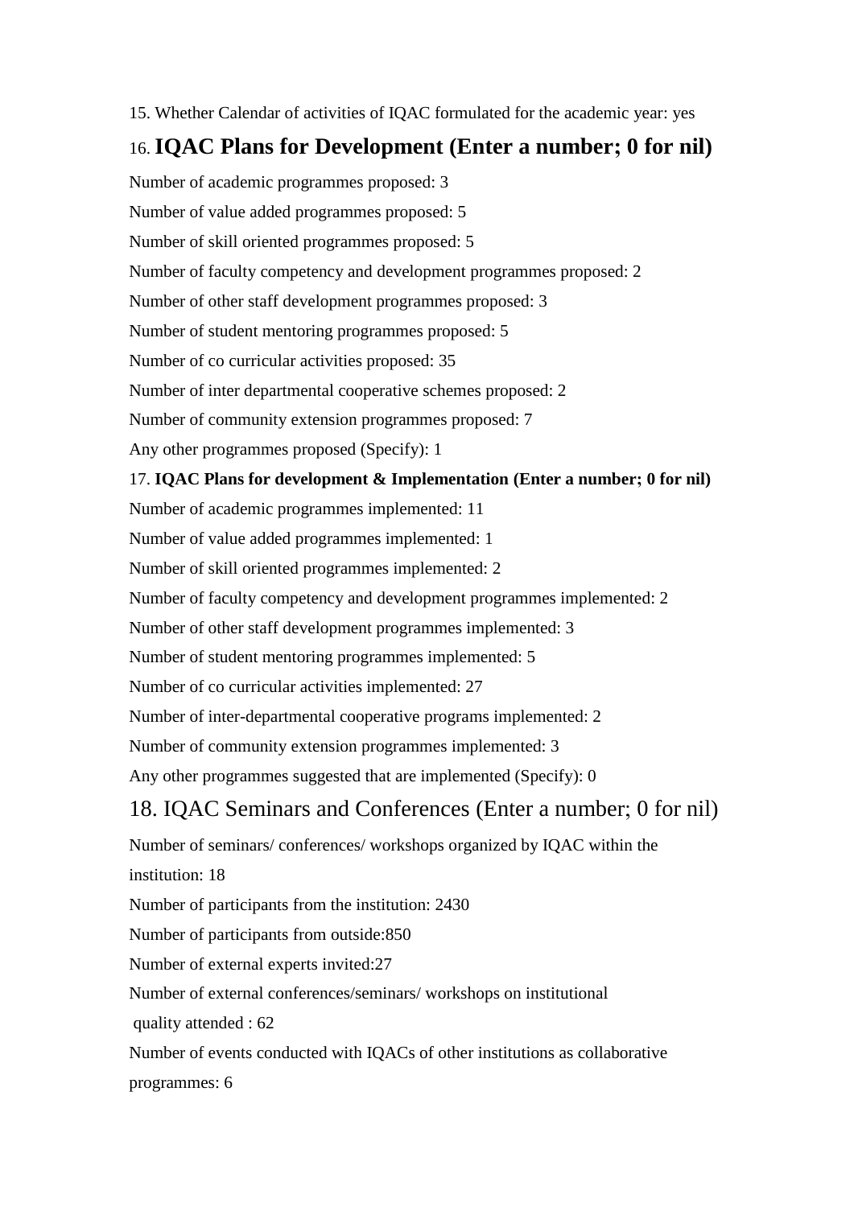15. Whether Calendar of activities of IQAC formulated for the academic year: yes

## 16. IQAC Plans for Development (Enter a number; 0 for nil)

Number of academic programmes proposed: 3

Number of value added programmes proposed: 5

Number of skill oriented programmes proposed: 5

Number of faculty competency and development programmes proposed: 2

Number of other staff development programmes proposed: 3

Number of student mentoring programmes proposed: 5

Number of co curricular activities proposed: 35

Number of inter departmental cooperative schemes proposed: 2

Number of community extension programmes proposed: 7

Any other programmes proposed (Specify): 1

17. **IQAC Plans for development & Implementation (Enter a number; 0 for nil)**

Number of academic programmes implemented: 11

Number of value added programmes implemented: 1

Number of skill oriented programmes implemented: 2

Number of faculty competency and development programmes implemented: 2

Number of other staff development programmes implemented: 3

Number of student mentoring programmes implemented: 5

Number of co curricular activities implemented: 27

Number of inter-departmental cooperative programs implemented: 2

Number of community extension programmes implemented: 3

Any other programmes suggested that are implemented (Specify): 0

## 18. IQAC Seminars and Conferences (Enter a number; 0 for nil)

Number of seminars/ conferences/ workshops organized by IQAC within the institution: 18

Number of participants from the institution: 2430

Number of participants from outside:850

Number of external experts invited:27

Number of external conferences/seminars/ workshops on institutional quality attended : 62

Number of events conducted with IQACs of other institutions as collaborative programmes: 6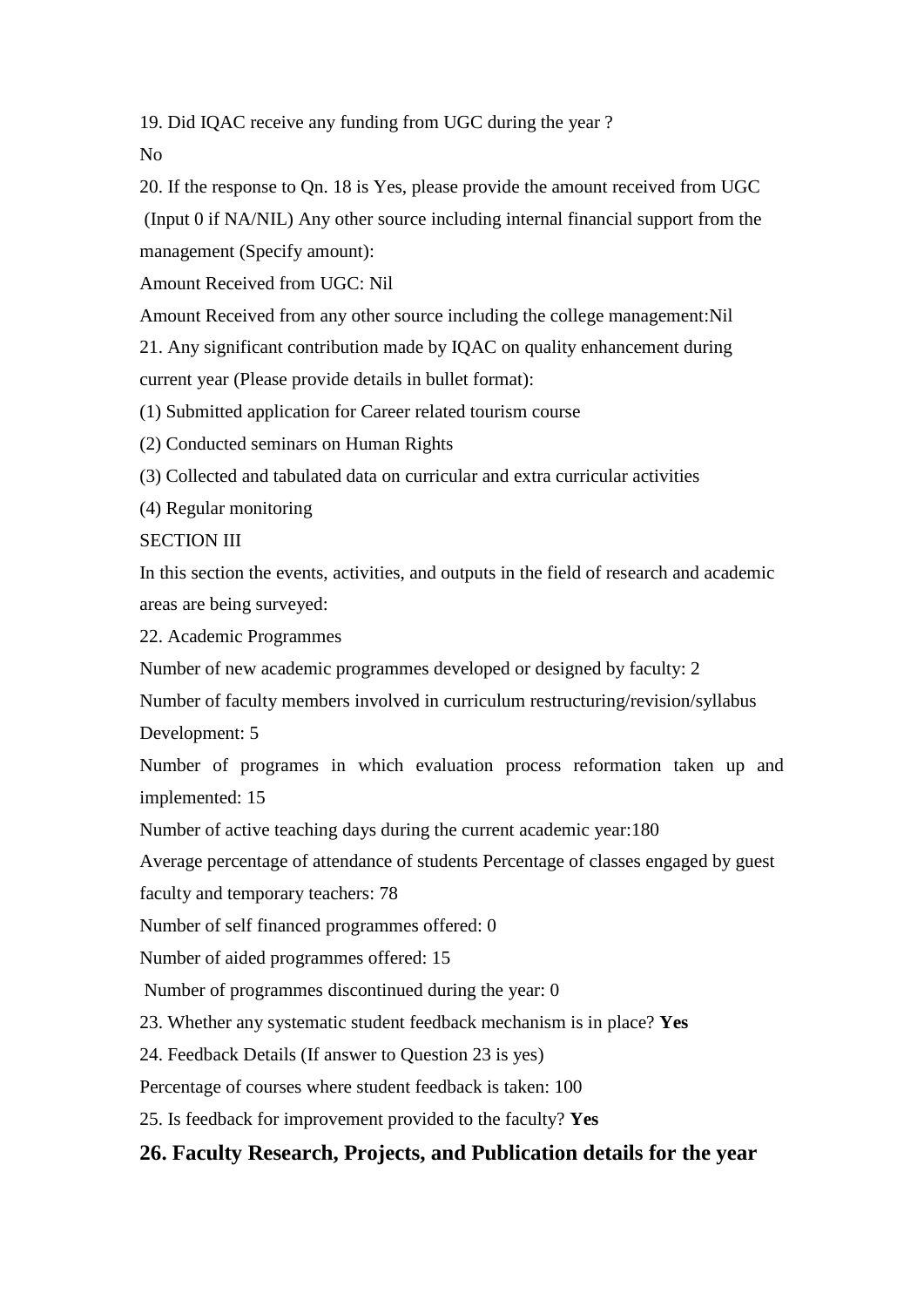19. Did IQAC receive any funding from UGC during the year ?

No

20. If the response to Qn. 18 is Yes, please provide the amount received from UGC (Input 0 if NA/NIL) Any other source including internal financial support from the management (Specify amount):

Amount Received from UGC: Nil

Amount Received from any other source including the college management:Nil

21. Any significant contribution made by IQAC on quality enhancement during current year (Please provide details in bullet format):

(1) Submitted application for Career related tourism course

(2) Conducted seminars on Human Rights

(3) Collected and tabulated data on curricular and extra curricular activities

(4) Regular monitoring

SECTION III

In this section the events, activities, and outputs in the field of research and academic areas are being surveyed:

22. Academic Programmes

Number of new academic programmes developed or designed by faculty: 2

Number of faculty members involved in curriculum restructuring/revision/syllabus Development: 5

Number of programes in which evaluation process reformation taken up and implemented: 15

Number of active teaching days during the current academic year:180

Average percentage of attendance of students Percentage of classes engaged by guest faculty and temporary teachers: 78

Number of self financed programmes offered: 0

Number of aided programmes offered: 15

Number of programmes discontinued during the year: 0

23. Whether any systematic student feedback mechanism is in place? **Yes**

24. Feedback Details (If answer to Question 23 is yes)

Percentage of courses where student feedback is taken: 100

25. Is feedback for improvement provided to the faculty? **Yes**

## 26. Faculty Research, Projects, and Publication details for the year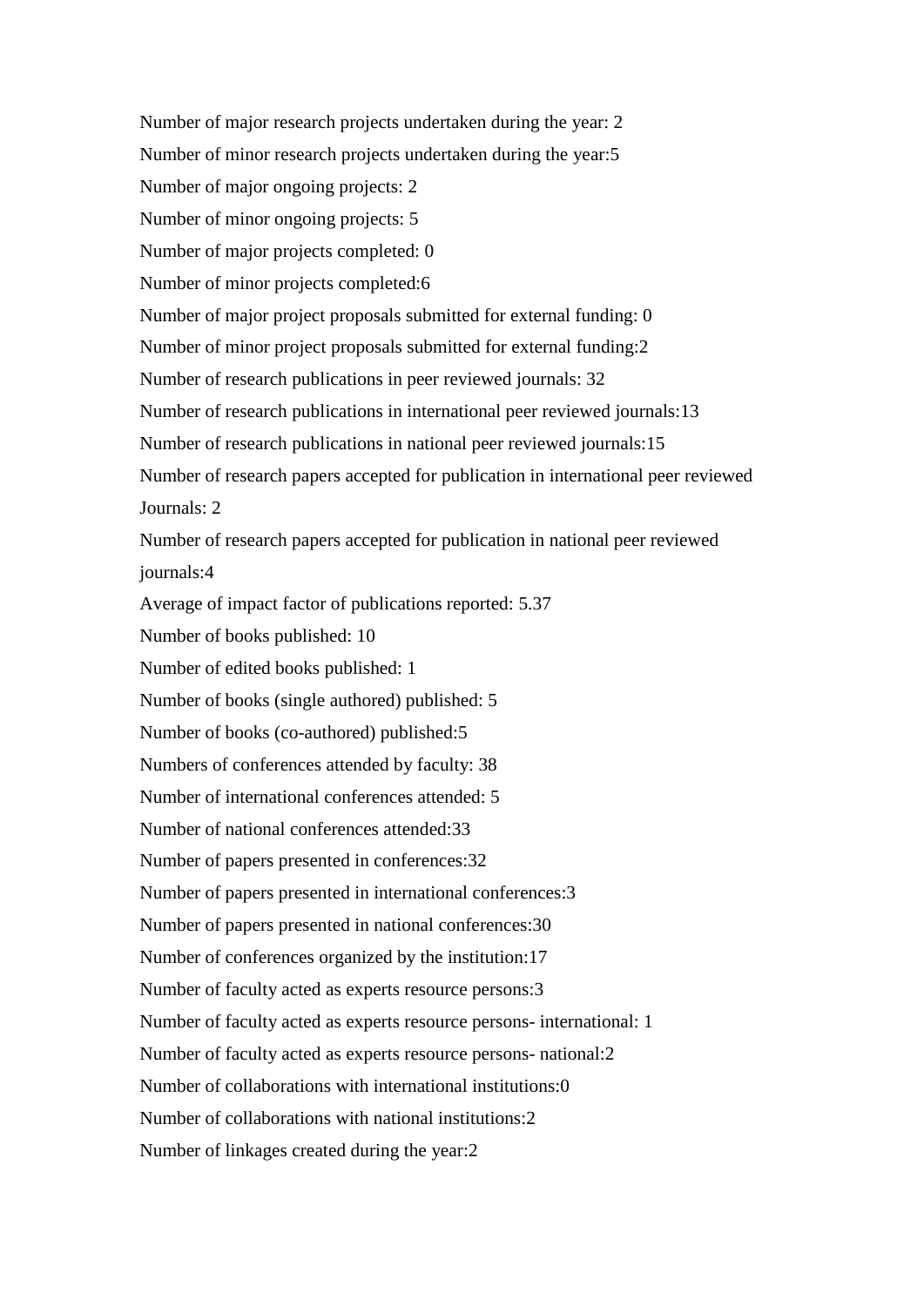Number of major research projects undertaken during the year: 2

Number of minor research projects undertaken during the year:5

Number of major ongoing projects: 2

Number of minor ongoing projects: 5

Number of major projects completed: 0

Number of minor projects completed:6

Number of major project proposals submitted for external funding: 0

Number of minor project proposals submitted for external funding:2

Number of research publications in peer reviewed journals: 32

Number of research publications in international peer reviewed journals:13

Number of research publications in national peer reviewed journals:15

Number of research papers accepted for publication in international peer reviewed Journals: 2

Number of research papers accepted for publication in national peer reviewed journals:4

Average of impact factor of publications reported: 5.37

Number of books published: 10

Number of edited books published: 1

Number of books (single authored) published: 5

Number of books (co-authored) published:5

Numbers of conferences attended by faculty: 38

Number of international conferences attended: 5

Number of national conferences attended:33

Number of papers presented in conferences:32

Number of papers presented in international conferences:3

Number of papers presented in national conferences:30

Number of conferences organized by the institution:17

Number of faculty acted as experts resource persons:3

Number of faculty acted as experts resource persons- international: 1

Number of faculty acted as experts resource persons- national:2

Number of collaborations with international institutions:0

Number of collaborations with national institutions:2

Number of linkages created during the year:2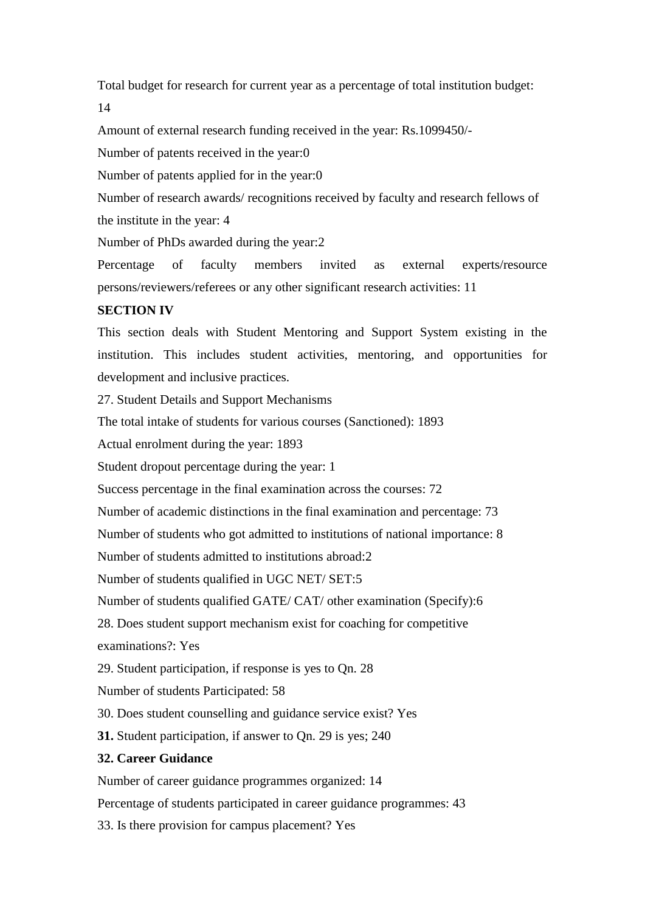Total budget for research for current year as a percentage of total institution budget: 14

Amount of external research funding received in the year: Rs.1099450/-

Number of patents received in the year:0

Number of patents applied for in the year:0

Number of research awards/ recognitions received by faculty and research fellows of the institute in the year: 4

Number of PhDs awarded during the year:2

Percentage of faculty members invited as external experts/resource persons/reviewers/referees or any other significant research activities: 11

**SECTION IV**

This section deals with Student Mentoring and Support System existing in the institution. This includes student activities, mentoring, and opportunities for development and inclusive practices.

27. Student Details and Support Mechanisms

The total intake of students for various courses (Sanctioned): 1893

Actual enrolment during the year: 1893

Student dropout percentage during the year: 1

Success percentage in the final examination across the courses: 72

Number of academic distinctions in the final examination and percentage: 73

Number of students who got admitted to institutions of national importance: 8

Number of students admitted to institutions abroad:2

Number of students qualified in UGC NET/ SET:5

Number of students qualified GATE/ CAT/ other examination (Specify):6

28. Does student support mechanism exist for coaching for competitive examinations?: Yes

29. Student participation, if response is yes to Qn. 28

Number of students Participated: 58

30. Does student counselling and guidance service exist? Yes

**31.** Student participation, if answer to Qn. 29 is yes; 240

**32. Career Guidance**

Number of career guidance programmes organized: 14

Percentage of students participated in career guidance programmes: 43

33. Is there provision for campus placement? Yes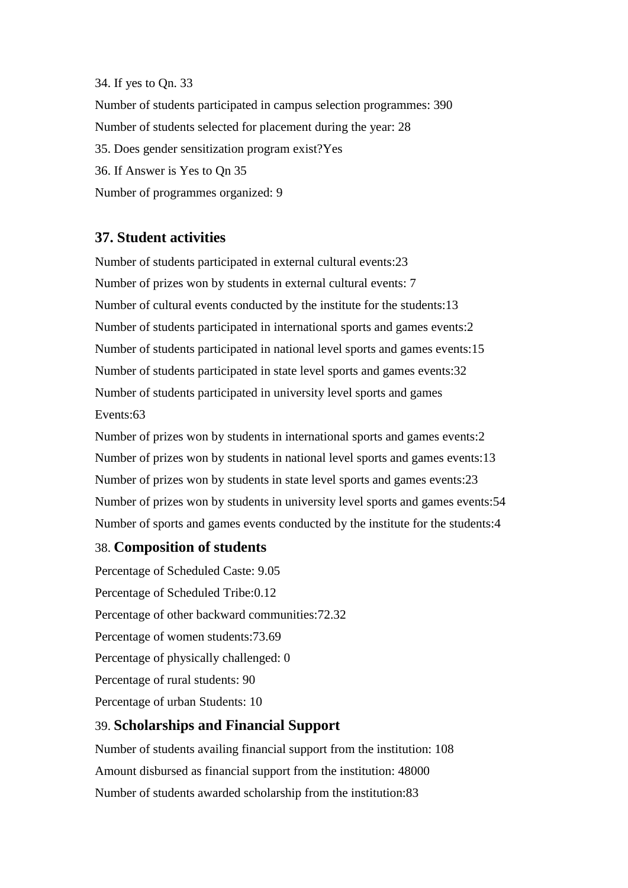34. If yes to Qn. 33

Number of students participated in campus selection programmes: 390

Number of students selected for placement during the year: 28

35. Does gender sensitization program exist?Yes

36. If Answer is Yes to Qn 35

Number of programmes organized: 9

## 37. Student activities

Number of students participated in external cultural events:23

Number of prizes won by students in external cultural events: 7

Number of cultural events conducted by the institute for the students:13

Number of students participated in international sports and games events:2

Number of students participated in national level sports and games events:15

Number of students participated in state level sports and games events:32

Number of students participated in university level sports and games Events:63

Number of prizes won by students in international sports and games events:2

Number of prizes won by students in national level sports and games events:13

Number of prizes won by students in state level sports and games events:23

Number of prizes won by students in university level sports and games events:54

Number of sports and games events conducted by the institute for the students:4

## 38. Composition of students

Percentage of Scheduled Caste: 9.05

Percentage of Scheduled Tribe:0.12

Percentage of other backward communities:72.32

Percentage of women students:73.69

Percentage of physically challenged: 0

Percentage of rural students: 90

Percentage of urban Students: 10

## 39. Scholarships and Financial Support

Number of students availing financial support from the institution: 108

Amount disbursed as financial support from the institution: 48000

Number of students awarded scholarship from the institution:83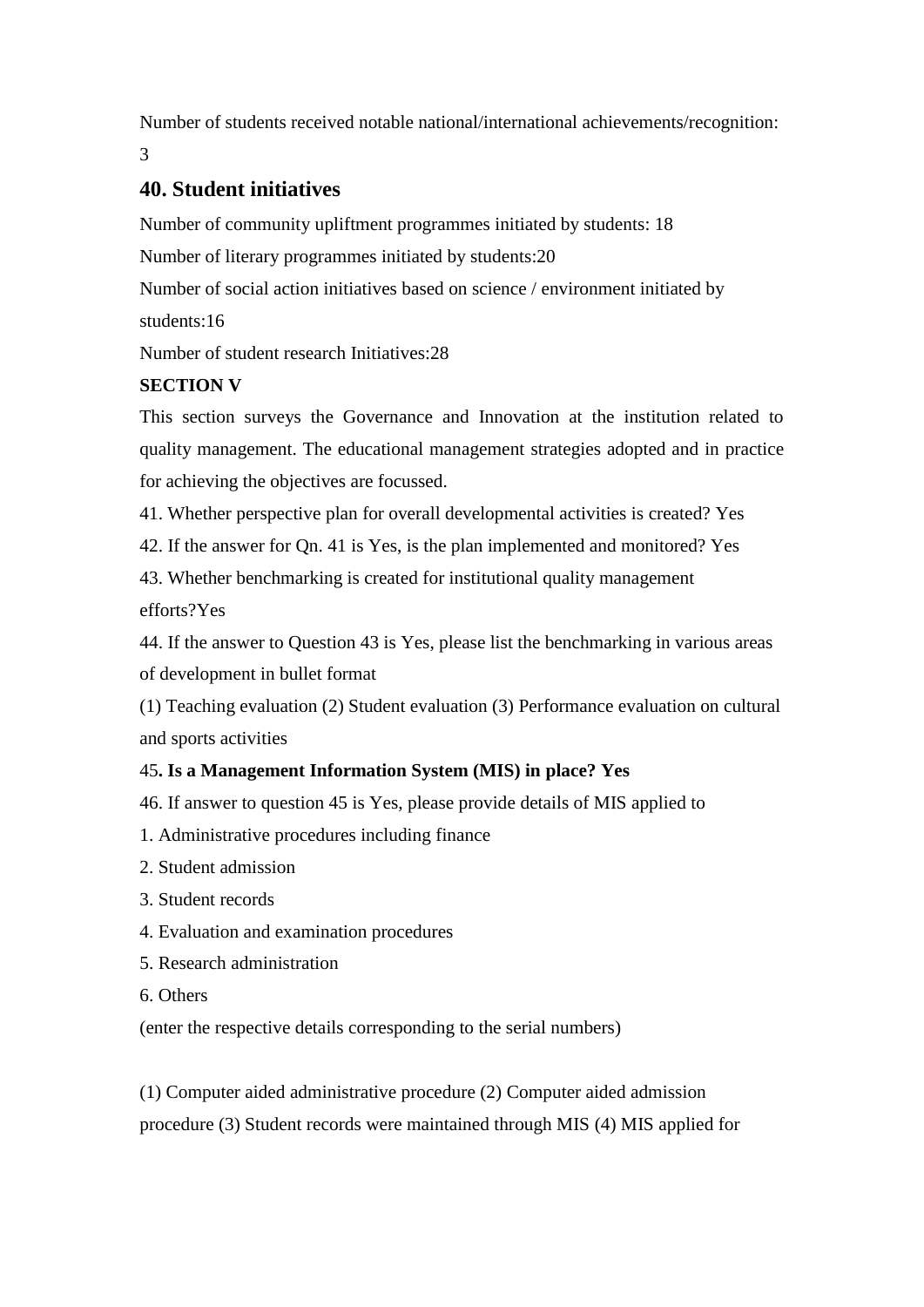Number of students received notable national/international achievements/recognition: 3

## 40. Student initiatives

Number of community upliftment programmes initiated by students: 18

Number of literary programmes initiated by students:20

Number of social action initiatives based on science / environment initiated by students:16

Number of student research Initiatives:28

**SECTION V**

This section surveys the Governance and Innovation at the institution related to quality management. The educational management strategies adopted and in practice for achieving the objectives are focussed.

41. Whether perspective plan for overall developmental activities is created? Yes

42. If the answer for Qn. 41 is Yes, is the plan implemented and monitored? Yes

43. Whether benchmarking is created for institutional quality management efforts?Yes

44. If the answer to Question 43 is Yes, please list the benchmarking in various areas of development in bullet format

(1) Teaching evaluation (2) Student evaluation (3) Performance evaluation on cultural and sports activities

45**. Is a Management Information System (MIS) in place? Yes**

46. If answer to question 45 is Yes, please provide details of MIS applied to

1. Administrative procedures including finance
2. Student admission
3. Student records
4. Evaluation and examination procedures
5. Research administration
6. Others

(enter the respective details corresponding to the serial numbers)

(1) Computer aided administrative procedure (2) Computer aided admission procedure (3) Student records were maintained through MIS (4) MIS applied for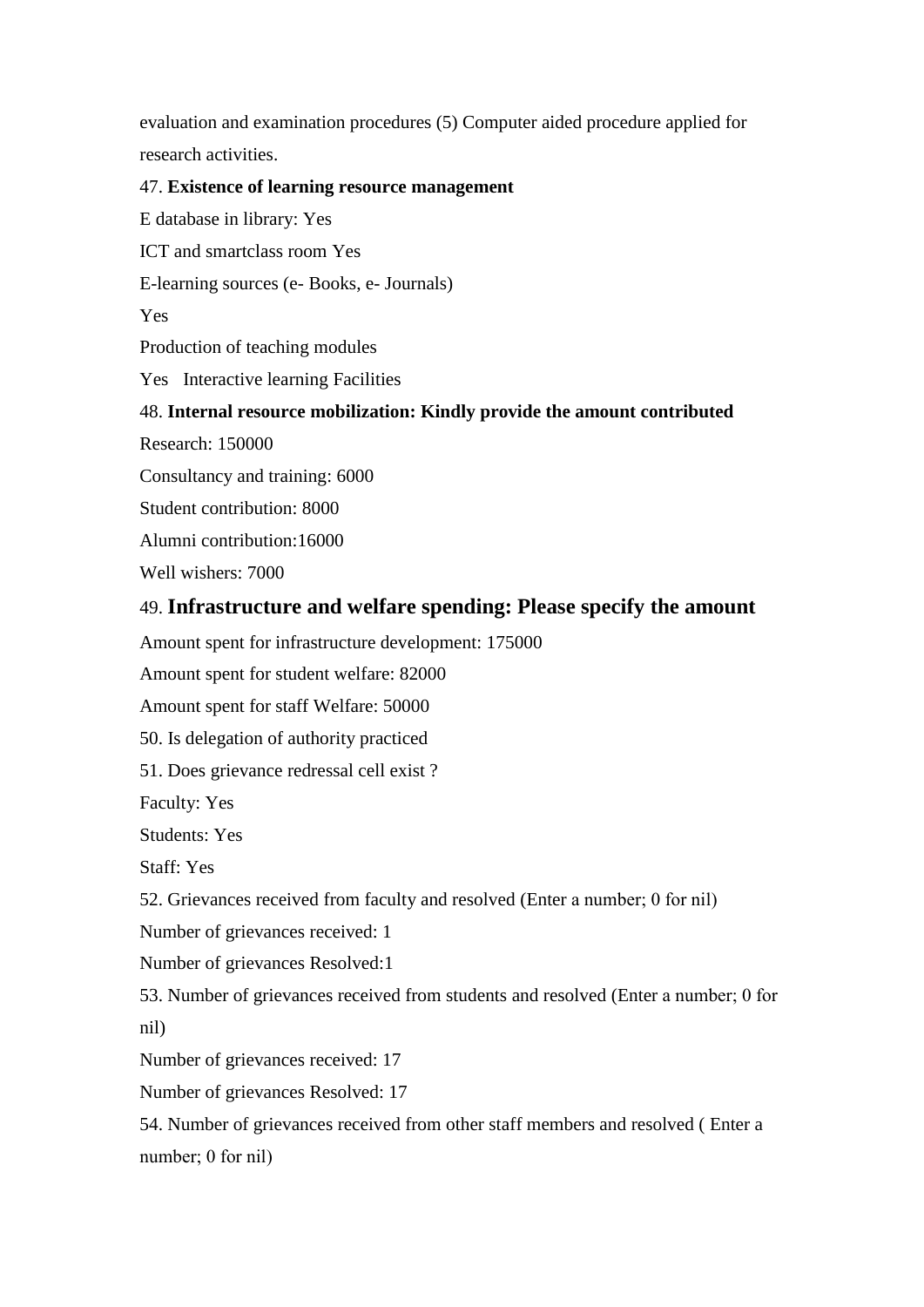evaluation and examination procedures (5) Computer aided procedure applied for research activities.

47. **Existence of learning resource management**

E database in library: Yes

ICT and smartclass room Yes

E-learning sources (e- Books, e- Journals)

Yes

Production of teaching modules

Yes Interactive learning Facilities

48. **Internal resource mobilization: Kindly provide the amount contributed**

Research: 150000

Consultancy and training: 6000

Student contribution: 8000

Alumni contribution:16000

Well wishers: 7000

49. **Infrastructure and welfare spending: Please specify the amount**

Amount spent for infrastructure development: 175000

Amount spent for student welfare: 82000

Amount spent for staff Welfare: 50000

50. Is delegation of authority practiced

51. Does grievance redressal cell exist ?

Faculty: Yes

Students: Yes

Staff: Yes

52. Grievances received from faculty and resolved (Enter a number; 0 for nil)

Number of grievances received: 1

Number of grievances Resolved:1

53. Number of grievances received from students and resolved (Enter a number; 0 for nil)

Number of grievances received: 17

Number of grievances Resolved: 17

54. Number of grievances received from other staff members and resolved ( Enter a number; 0 for nil)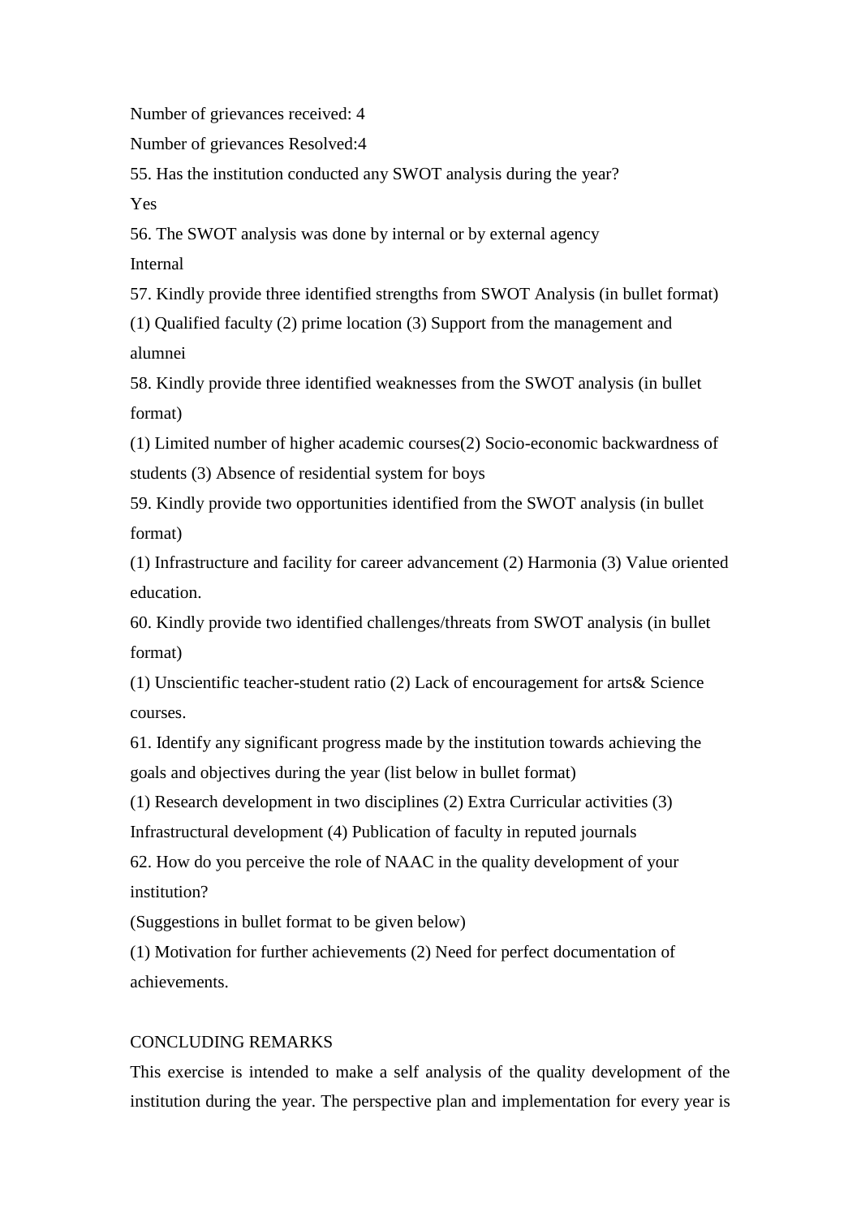Number of grievances received: 4

Number of grievances Resolved:4

55. Has the institution conducted any SWOT analysis during the year?

Yes

56. The SWOT analysis was done by internal or by external agency

Internal

57. Kindly provide three identified strengths from SWOT Analysis (in bullet format)

(1) Qualified faculty (2) prime location (3) Support from the management and alumnei

58. Kindly provide three identified weaknesses from the SWOT analysis (in bullet format)

(1) Limited number of higher academic courses(2) Socio-economic backwardness of students (3) Absence of residential system for boys

59. Kindly provide two opportunities identified from the SWOT analysis (in bullet format)

(1) Infrastructure and facility for career advancement (2) Harmonia (3) Value oriented education.

60. Kindly provide two identified challenges/threats from SWOT analysis (in bullet format)

(1) Unscientific teacher-student ratio (2) Lack of encouragement for arts& Science courses.

61. Identify any significant progress made by the institution towards achieving the goals and objectives during the year (list below in bullet format)

(1) Research development in two disciplines (2) Extra Curricular activities (3) Infrastructural development (4) Publication of faculty in reputed journals

62. How do you perceive the role of NAAC in the quality development of your institution?

(Suggestions in bullet format to be given below)

(1) Motivation for further achievements (2) Need for perfect documentation of achievements.

CONCLUDING REMARKS

This exercise is intended to make a self analysis of the quality development of the institution during the year. The perspective plan and implementation for every year is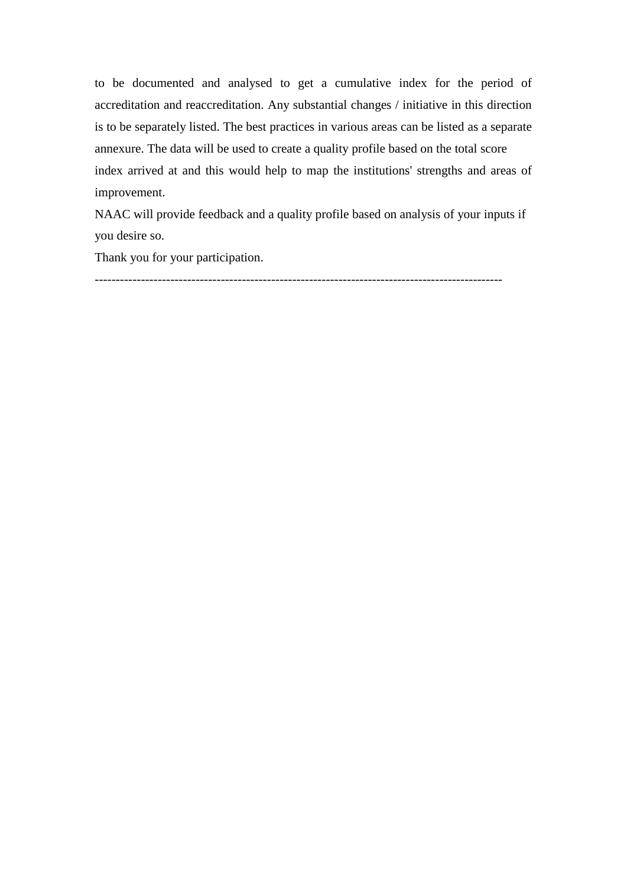to be documented and analysed to get a cumulative index for the period of accreditation and reaccreditation. Any substantial changes / initiative in this direction is to be separately listed. The best practices in various areas can be listed as a separate annexure. The data will be used to create a quality profile based on the total score index arrived at and this would help to map the institutions' strengths and areas of improvement.

NAAC will provide feedback and a quality profile based on analysis of your inputs if you desire so.

Thank you for your participation.

-----------------------------------------------------------------------------------------------